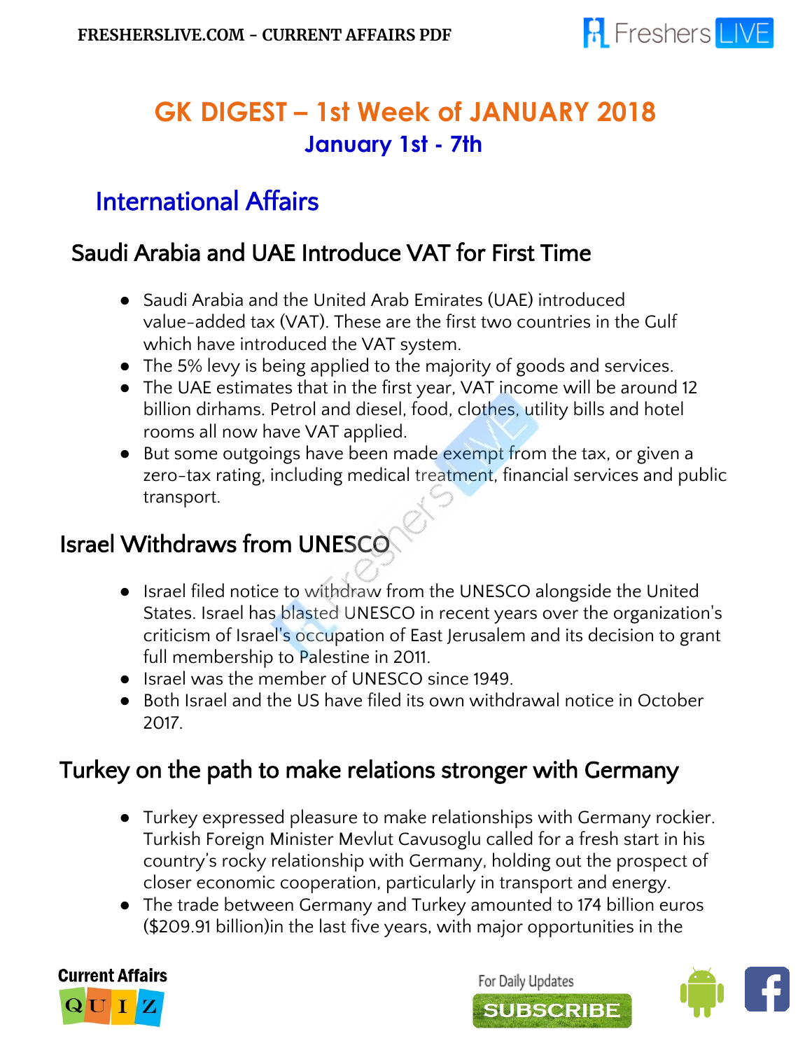# GK DIGEST – 1st Week of JANUARY 2018

## January 1st - 7th

## International Affairs

### Saudi Arabia and UAE Introduce VAT for First Time

- Saudi Arabia and the United Arab Emirates (UAE) introduced value-added tax (VAT). These are the first two countries in the Gulf which have introduced the VAT system.
- The 5% levy is being applied to the majority of goods and services.
- The UAE estimates that in the first year, VAT income will be around 12 billion dirhams. Petrol and diesel, food, clothes, utility bills and hotel rooms all now have VAT applied.
- But some outgoings have been made exempt from the tax, or given a zero-tax rating, including medical treatment, financial services and public transport.

### Israel Withdraws from UNESCO

- Israel filed notice to withdraw from the UNESCO alongside the United States. Israel has blasted UNESCO in recent years over the organization's criticism of Israel's occupation of East Jerusalem and its decision to grant full membership to Palestine in 2011.
- Israel was the member of UNESCO since 1949.
- Both Israel and the US have filed its own withdrawal notice in October 2017.

### Turkey on the path to make relations stronger with Germany

- Turkey expressed pleasure to make relationships with Germany rockier. Turkish Foreign Minister Mevlut Cavusoglu called for a fresh start in his country's rocky relationship with Germany, holding out the prospect of closer economic cooperation, particularly in transport and energy.
- The trade between Germany and Turkey amounted to 174 billion euros ($209.91 billion)in the last five years, with major opportunities in the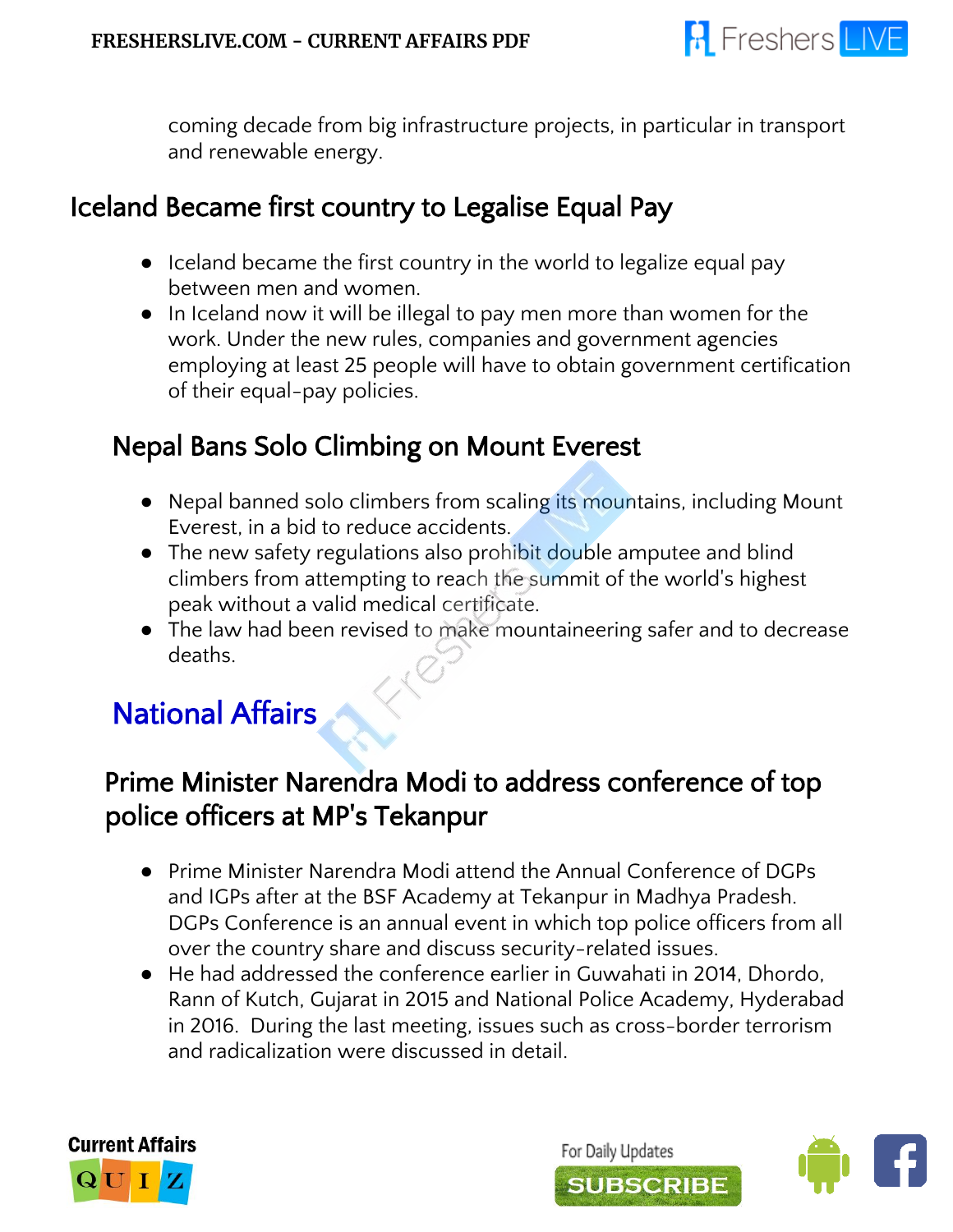coming decade from big infrastructure projects, in particular in transport and renewable energy.

## Iceland Became first country to Legalise Equal Pay

- Iceland became the first country in the world to legalize equal pay between men and women.
- In Iceland now it will be illegal to pay men more than women for the work. Under the new rules, companies and government agencies employing at least 25 people will have to obtain government certification of their equal-pay policies.

## Nepal Bans Solo Climbing on Mount Everest

- Nepal banned solo climbers from scaling its mountains, including Mount Everest, in a bid to reduce accidents.
- The new safety regulations also prohibit double amputee and blind climbers from attempting to reach the summit of the world's highest peak without a valid medical certificate.
- The law had been revised to make mountaineering safer and to decrease deaths.

# National Affairs

## Prime Minister Narendra Modi to address conference of top police officers at MP's Tekanpur

- Prime Minister Narendra Modi attend the Annual Conference of DGPs and IGPs after at the BSF Academy at Tekanpur in Madhya Pradesh. DGPs Conference is an annual event in which top police officers from all over the country share and discuss security-related issues.
- He had addressed the conference earlier in Guwahati in 2014, Dhordo, Rann of Kutch, Gujarat in 2015 and National Police Academy, Hyderabad in 2016. During the last meeting, issues such as cross-border terrorism and radicalization were discussed in detail.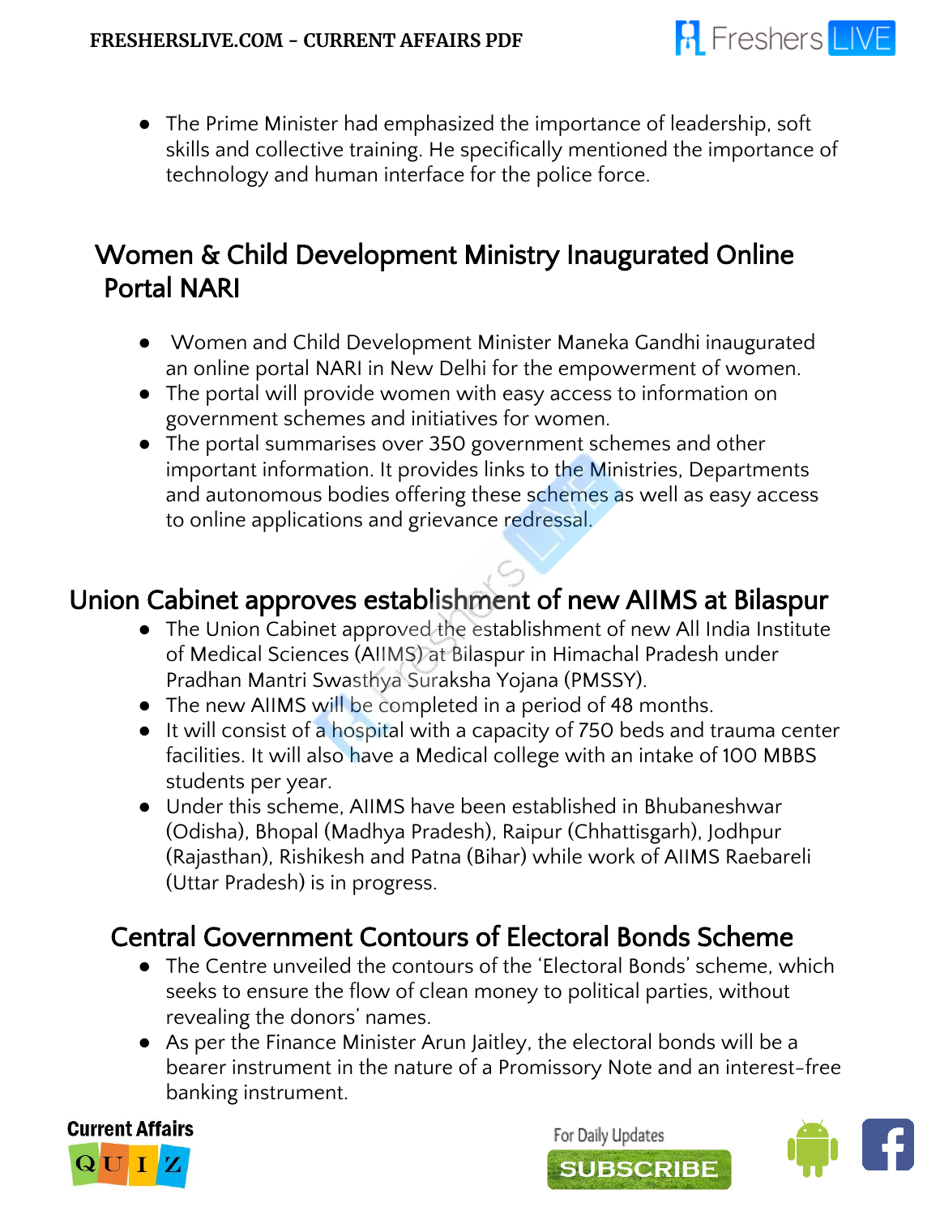- The Prime Minister had emphasized the importance of leadership, soft skills and collective training. He specifically mentioned the importance of technology and human interface for the police force.

## Women & Child Development Ministry Inaugurated Online Portal NARI

- Women and Child Development Minister Maneka Gandhi inaugurated an online portal NARI in New Delhi for the empowerment of women.
- The portal will provide women with easy access to information on government schemes and initiatives for women.
- The portal summarises over 350 government schemes and other important information. It provides links to the Ministries, Departments and autonomous bodies offering these schemes as well as easy access to online applications and grievance redressal.

## Union Cabinet approves establishment of new AIIMS at Bilaspur

- The Union Cabinet approved the establishment of new All India Institute of Medical Sciences (AIIMS) at Bilaspur in Himachal Pradesh under Pradhan Mantri Swasthya Suraksha Yojana (PMSSY).
- The new AIIMS will be completed in a period of 48 months.
- It will consist of a hospital with a capacity of 750 beds and trauma center facilities. It will also have a Medical college with an intake of 100 MBBS students per year.
- Under this scheme, AIIMS have been established in Bhubaneshwar (Odisha), Bhopal (Madhya Pradesh), Raipur (Chhattisgarh), Jodhpur (Rajasthan), Rishikesh and Patna (Bihar) while work of AIIMS Raebareli (Uttar Pradesh) is in progress.

## Central Government Contours of Electoral Bonds Scheme

- The Centre unveiled the contours of the 'Electoral Bonds' scheme, which seeks to ensure the flow of clean money to political parties, without revealing the donors' names.
- As per the Finance Minister Arun Jaitley, the electoral bonds will be a bearer instrument in the nature of a Promissory Note and an interest-free banking instrument.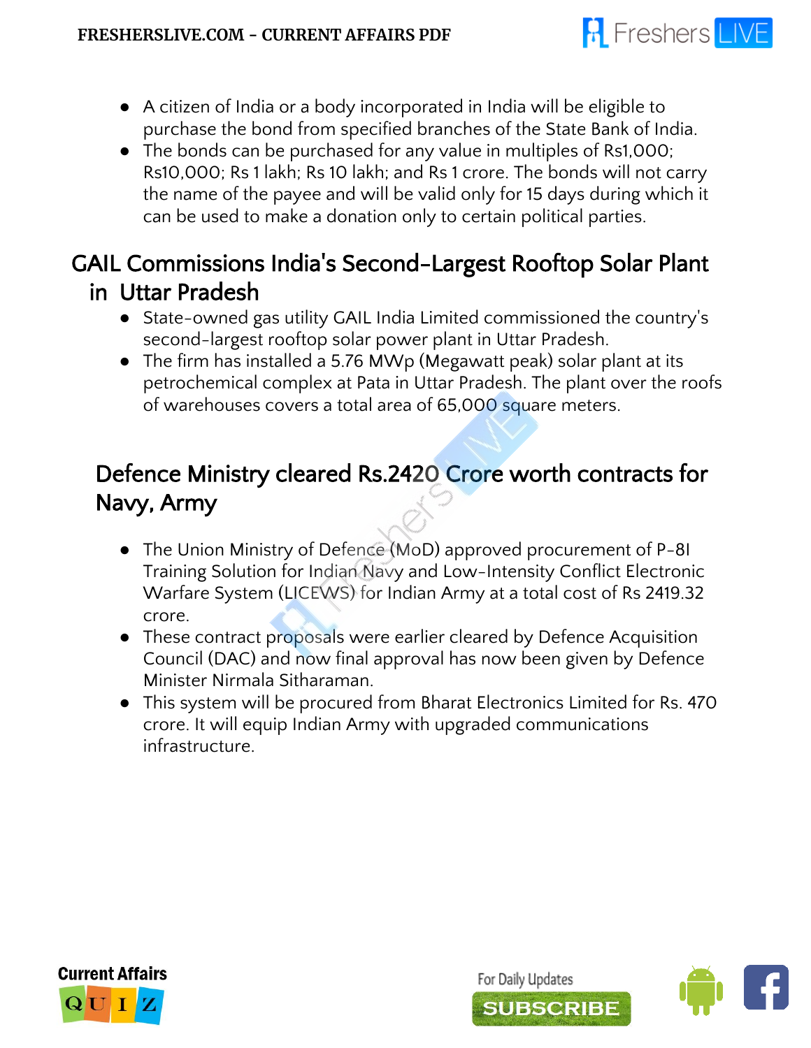- A citizen of India or a body incorporated in India will be eligible to purchase the bond from specified branches of the State Bank of India.
- The bonds can be purchased for any value in multiples of Rs1,000; Rs10,000; Rs 1 lakh; Rs 10 lakh; and Rs 1 crore. The bonds will not carry the name of the payee and will be valid only for 15 days during which it can be used to make a donation only to certain political parties.

## GAIL Commissions India's Second-Largest Rooftop Solar Plant in Uttar Pradesh

- State-owned gas utility GAIL India Limited commissioned the country's second-largest rooftop solar power plant in Uttar Pradesh.
- The firm has installed a 5.76 MWp (Megawatt peak) solar plant at its petrochemical complex at Pata in Uttar Pradesh. The plant over the roofs of warehouses covers a total area of 65,000 square meters.

## Defence Ministry cleared Rs.2420 Crore worth contracts for Navy, Army

- The Union Ministry of Defence (MoD) approved procurement of P-8I Training Solution for Indian Navy and Low-Intensity Conflict Electronic Warfare System (LICEWS) for Indian Army at a total cost of Rs 2419.32 crore.
- These contract proposals were earlier cleared by Defence Acquisition Council (DAC) and now final approval has now been given by Defence Minister Nirmala Sitharaman.
- This system will be procured from Bharat Electronics Limited for Rs. 470 crore. It will equip Indian Army with upgraded communications infrastructure.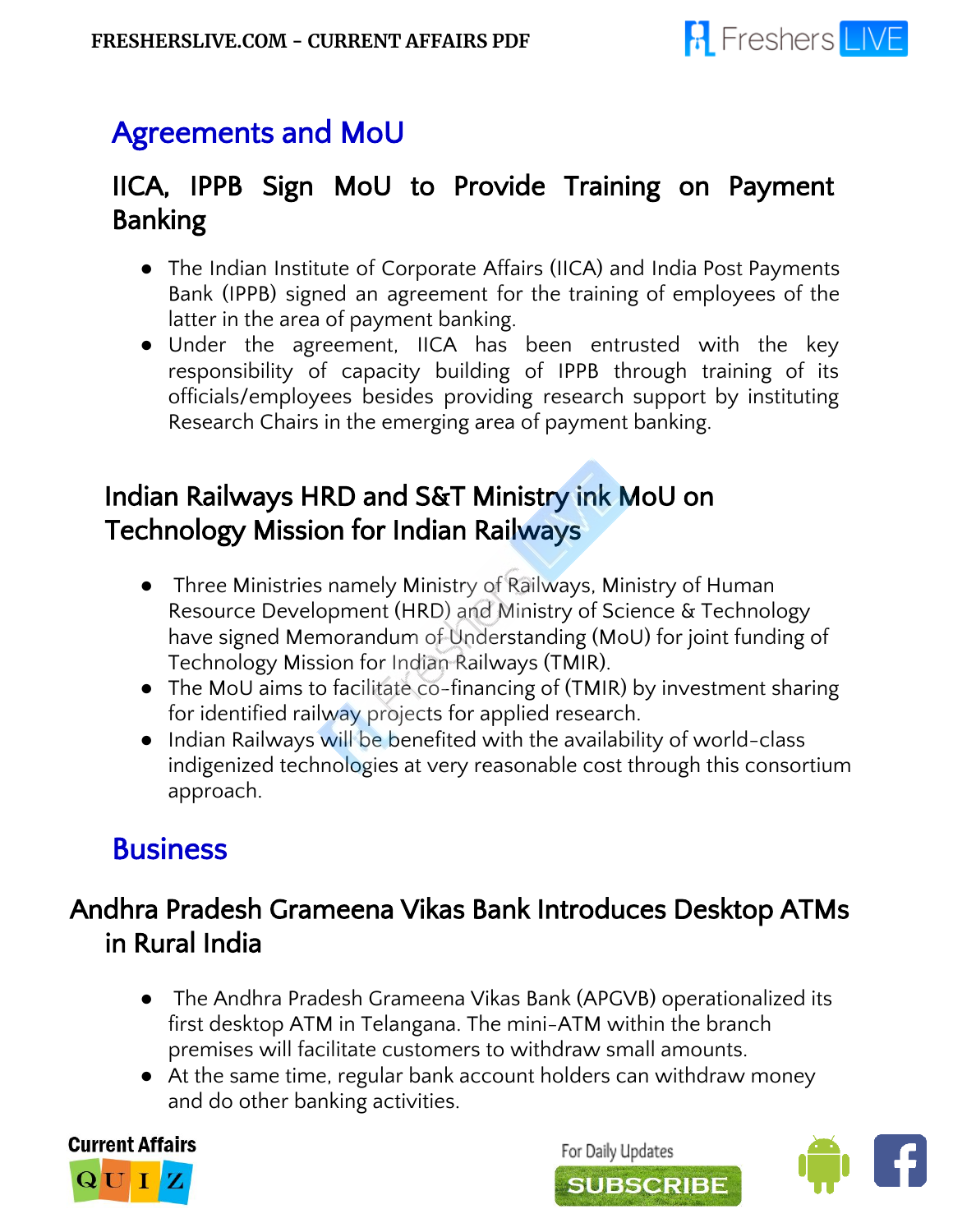# Agreements and MoU

## IICA, IPPB Sign MoU to Provide Training on Payment Banking

- The Indian Institute of Corporate Affairs (IICA) and India Post Payments Bank (IPPB) signed an agreement for the training of employees of the latter in the area of payment banking.
- Under the agreement, IICA has been entrusted with the key responsibility of capacity building of IPPB through training of its officials/employees besides providing research support by instituting Research Chairs in the emerging area of payment banking.

## Indian Railways HRD and S&T Ministry ink MoU on Technology Mission for Indian Railways

- Three Ministries namely Ministry of Railways, Ministry of Human Resource Development (HRD) and Ministry of Science & Technology have signed Memorandum of Understanding (MoU) for joint funding of Technology Mission for Indian Railways (TMIR).
- The MoU aims to facilitate co-financing of (TMIR) by investment sharing for identified railway projects for applied research.
- Indian Railways will be benefited with the availability of world-class indigenized technologies at very reasonable cost through this consortium approach.

# Business

## Andhra Pradesh Grameena Vikas Bank Introduces Desktop ATMs in Rural India

- The Andhra Pradesh Grameena Vikas Bank (APGVB) operationalized its first desktop ATM in Telangana. The mini-ATM within the branch premises will facilitate customers to withdraw small amounts.
- At the same time, regular bank account holders can withdraw money and do other banking activities.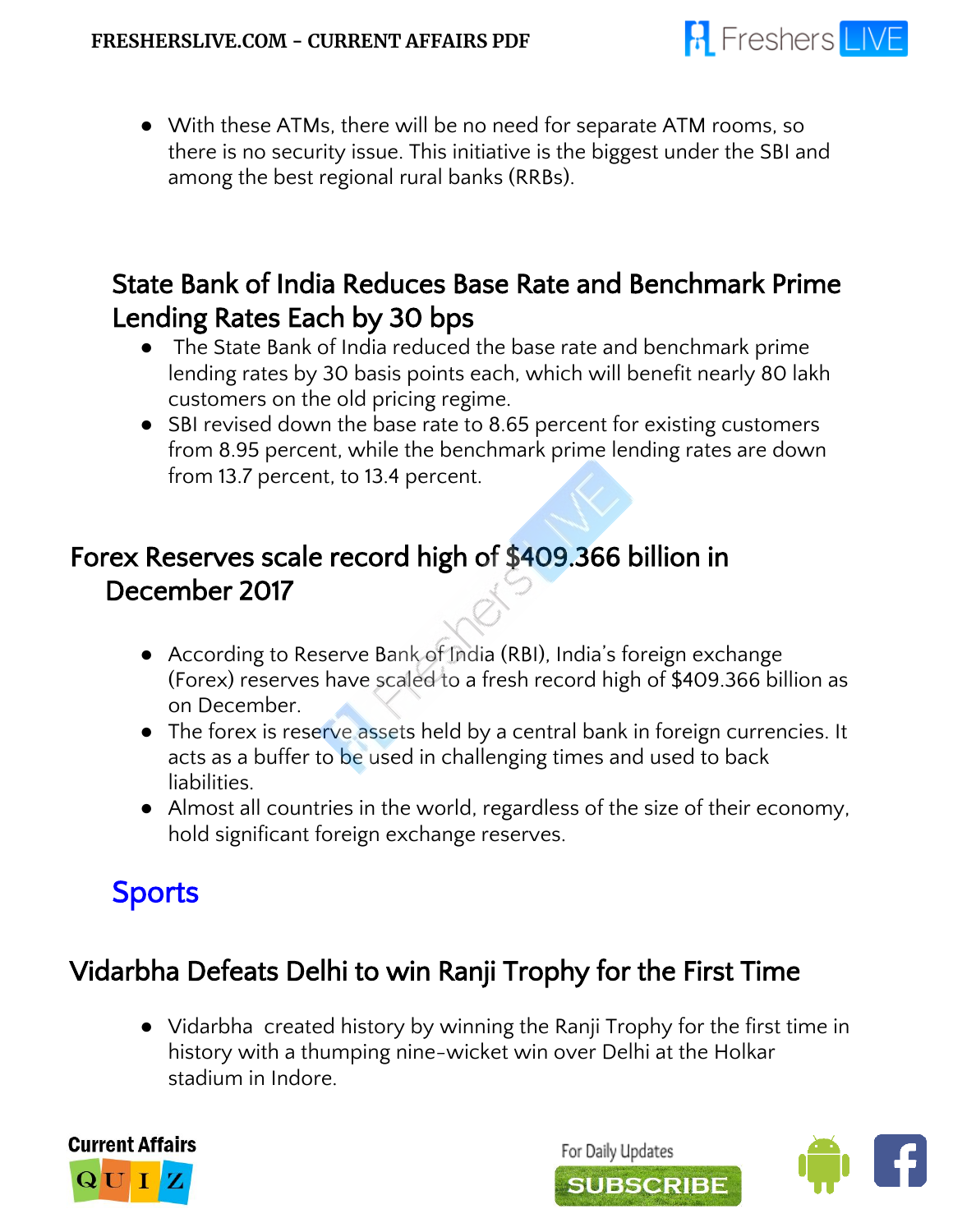- With these ATMs, there will be no need for separate ATM rooms, so there is no security issue. This initiative is the biggest under the SBI and among the best regional rural banks (RRBs).

## State Bank of India Reduces Base Rate and Benchmark Prime Lending Rates Each by 30 bps

- The State Bank of India reduced the base rate and benchmark prime lending rates by 30 basis points each, which will benefit nearly 80 lakh customers on the old pricing regime.
- SBI revised down the base rate to 8.65 percent for existing customers from 8.95 percent, while the benchmark prime lending rates are down from 13.7 percent, to 13.4 percent.

## Forex Reserves scale record high of $409.366 billion in December 2017

- According to Reserve Bank of India (RBI), India's foreign exchange (Forex) reserves have scaled to a fresh record high of $409.366 billion as on December.
- The forex is reserve assets held by a central bank in foreign currencies. It acts as a buffer to be used in challenging times and used to back liabilities.
- Almost all countries in the world, regardless of the size of their economy, hold significant foreign exchange reserves.

# Sports

## Vidarbha Defeats Delhi to win Ranji Trophy for the First Time

- Vidarbha created history by winning the Ranji Trophy for the first time in history with a thumping nine-wicket win over Delhi at the Holkar stadium in Indore.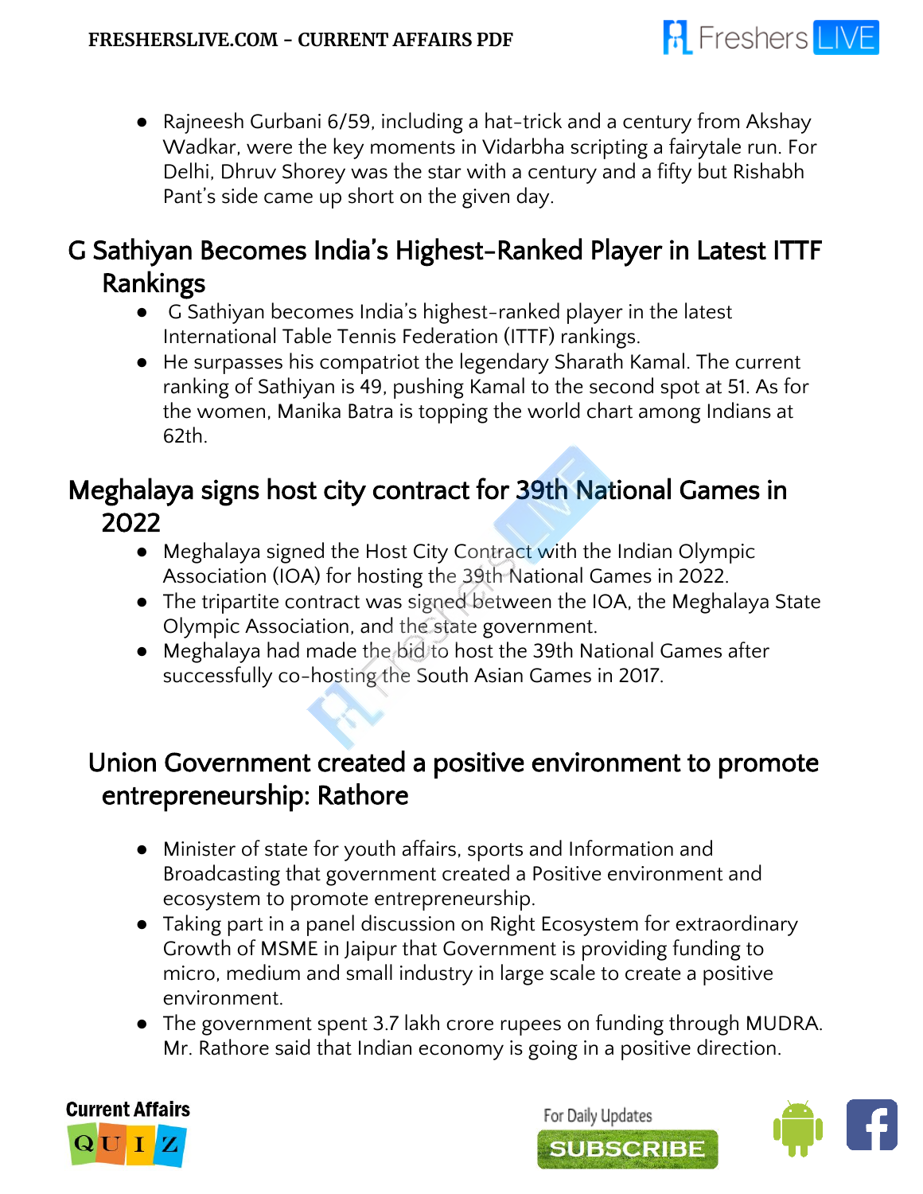- Rajneesh Gurbani 6/59, including a hat-trick and a century from Akshay Wadkar, were the key moments in Vidarbha scripting a fairytale run. For Delhi, Dhruv Shorey was the star with a century and a fifty but Rishabh Pant's side came up short on the given day.

## G Sathiyan Becomes India's Highest-Ranked Player in Latest ITTF Rankings

- G Sathiyan becomes India's highest-ranked player in the latest International Table Tennis Federation (ITTF) rankings.
- He surpasses his compatriot the legendary Sharath Kamal. The current ranking of Sathiyan is 49, pushing Kamal to the second spot at 51. As for the women, Manika Batra is topping the world chart among Indians at 62th.

## Meghalaya signs host city contract for 39th National Games in 2022

- Meghalaya signed the Host City Contract with the Indian Olympic Association (IOA) for hosting the 39th National Games in 2022.
- The tripartite contract was signed between the IOA, the Meghalaya State Olympic Association, and the state government.
- Meghalaya had made the bid to host the 39th National Games after successfully co-hosting the South Asian Games in 2017.

## Union Government created a positive environment to promote entrepreneurship: Rathore

- Minister of state for youth affairs, sports and Information and Broadcasting that government created a Positive environment and ecosystem to promote entrepreneurship.
- Taking part in a panel discussion on Right Ecosystem for extraordinary Growth of MSME in Jaipur that Government is providing funding to micro, medium and small industry in large scale to create a positive environment.
- The government spent 3.7 lakh crore rupees on funding through MUDRA. Mr. Rathore said that Indian economy is going in a positive direction.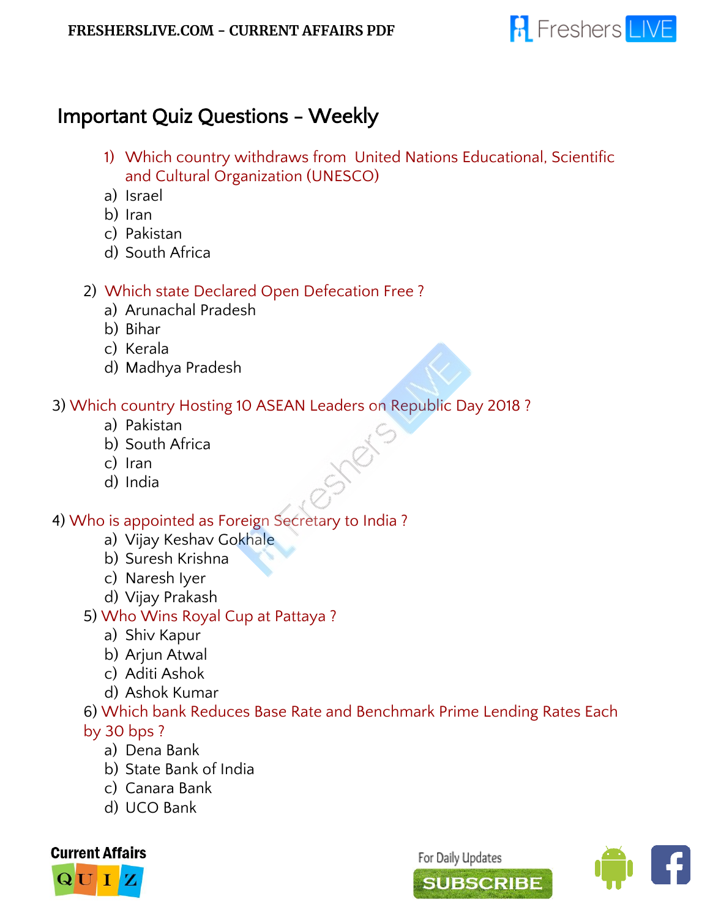# Important Quiz Questions – Weekly

1) Which country withdraws from United Nations Educational, Scientific and Cultural Organization (UNESCO)
   a) Israel
   b) Iran
   c) Pakistan
   d) South Africa

2) Which state Declared Open Defecation Free ?
   a) Arunachal Pradesh
   b) Bihar
   c) Kerala
   d) Madhya Pradesh

3) Which country Hosting 10 ASEAN Leaders on Republic Day 2018 ?
   a) Pakistan
   b) South Africa
   c) Iran
   d) India

4) Who is appointed as Foreign Secretary to India ?
   a) Vijay Keshav Gokhale
   b) Suresh Krishna
   c) Naresh Iyer
   d) Vijay Prakash

5) Who Wins Royal Cup at Pattaya ?
   a) Shiv Kapur
   b) Arjun Atwal
   c) Aditi Ashok
   d) Ashok Kumar

6) Which bank Reduces Base Rate and Benchmark Prime Lending Rates Each by 30 bps ?
   a) Dena Bank
   b) State Bank of India
   c) Canara Bank
   d) UCO Bank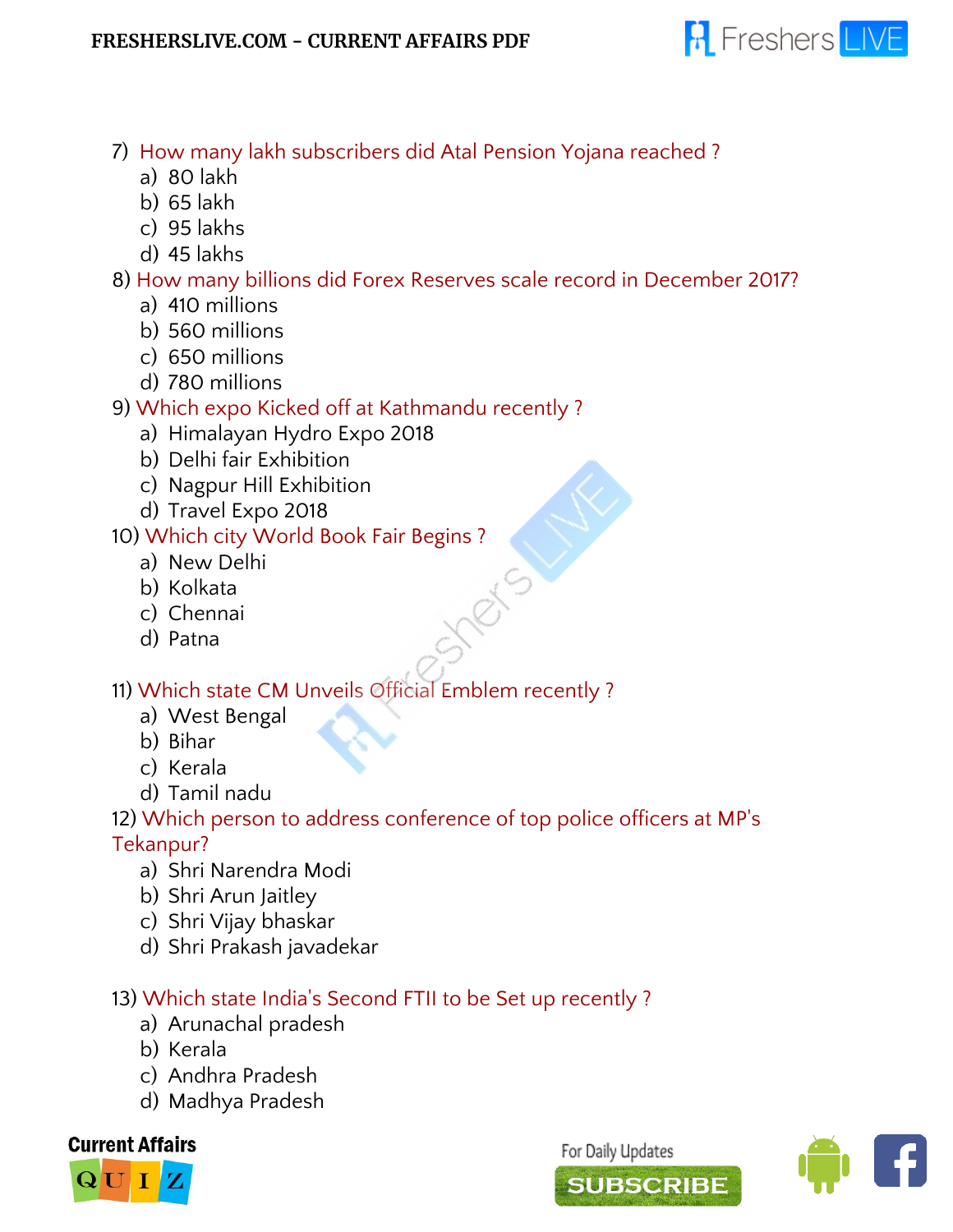7) How many lakh subscribers did Atal Pension Yojana reached ?
   a) 80 lakh
   b) 65 lakh
   c) 95 lakhs
   d) 45 lakhs

8) How many billions did Forex Reserves scale record in December 2017?
   a) 410 millions
   b) 560 millions
   c) 650 millions
   d) 780 millions

9) Which expo Kicked off at Kathmandu recently ?
   a) Himalayan Hydro Expo 2018
   b) Delhi fair Exhibition
   c) Nagpur Hill Exhibition
   d) Travel Expo 2018

10) Which city World Book Fair Begins ?
   a) New Delhi
   b) Kolkata
   c) Chennai
   d) Patna

11) Which state CM Unveils Official Emblem recently ?
   a) West Bengal
   b) Bihar
   c) Kerala
   d) Tamil nadu

12) Which person to address conference of top police officers at MP's Tekanpur?
   a) Shri Narendra Modi
   b) Shri Arun Jaitley
   c) Shri Vijay bhaskar
   d) Shri Prakash javadekar

13) Which state India's Second FTII to be Set up recently ?
   a) Arunachal pradesh
   b) Kerala
   c) Andhra Pradesh
   d) Madhya Pradesh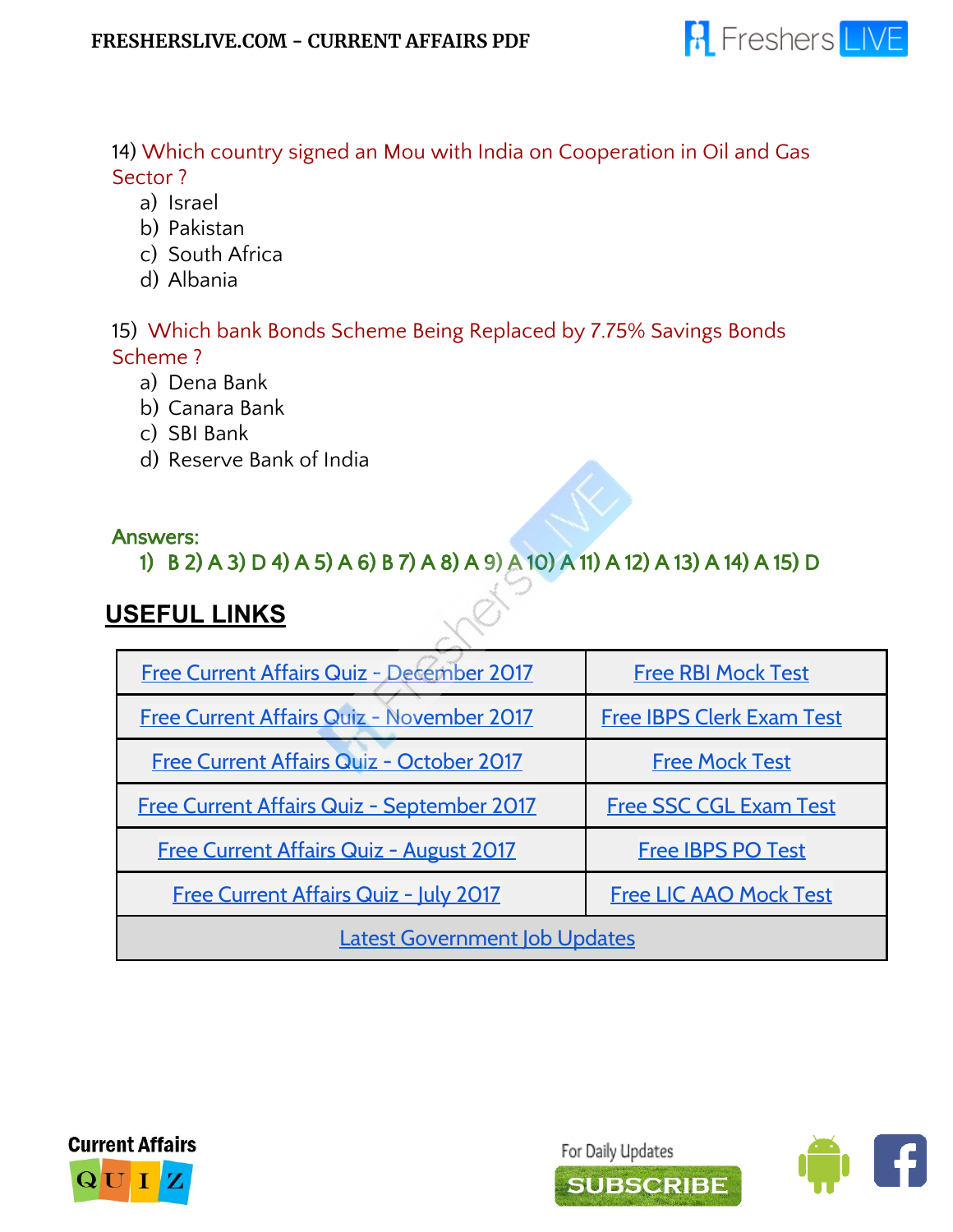14) Which country signed an Mou with India on Cooperation in Oil and Gas Sector ?

a) Israel
b) Pakistan
c) South Africa
d) Albania

15) Which bank Bonds Scheme Being Replaced by 7.75% Savings Bonds Scheme ?

a) Dena Bank
b) Canara Bank
c) SBI Bank
d) Reserve Bank of India

Answers:

1) B 2) A 3) D 4) A 5) A 6) B 7) A 8) A 9) A 10) A 11) A 12) A 13) A 14) A 15) D

## USEFUL LINKS

| | |
|---|---|
| Free Current Affairs Quiz - December 2017 | Free RBI Mock Test |
| Free Current Affairs Quiz - November 2017 | Free IBPS Clerk Exam Test |
| Free Current Affairs Quiz - October 2017 | Free Mock Test |
| Free Current Affairs Quiz - September 2017 | Free SSC CGL Exam Test |
| Free Current Affairs Quiz - August 2017 | Free IBPS PO Test |
| Free Current Affairs Quiz - July 2017 | Free LIC AAO Mock Test |
| Latest Government Job Updates | |